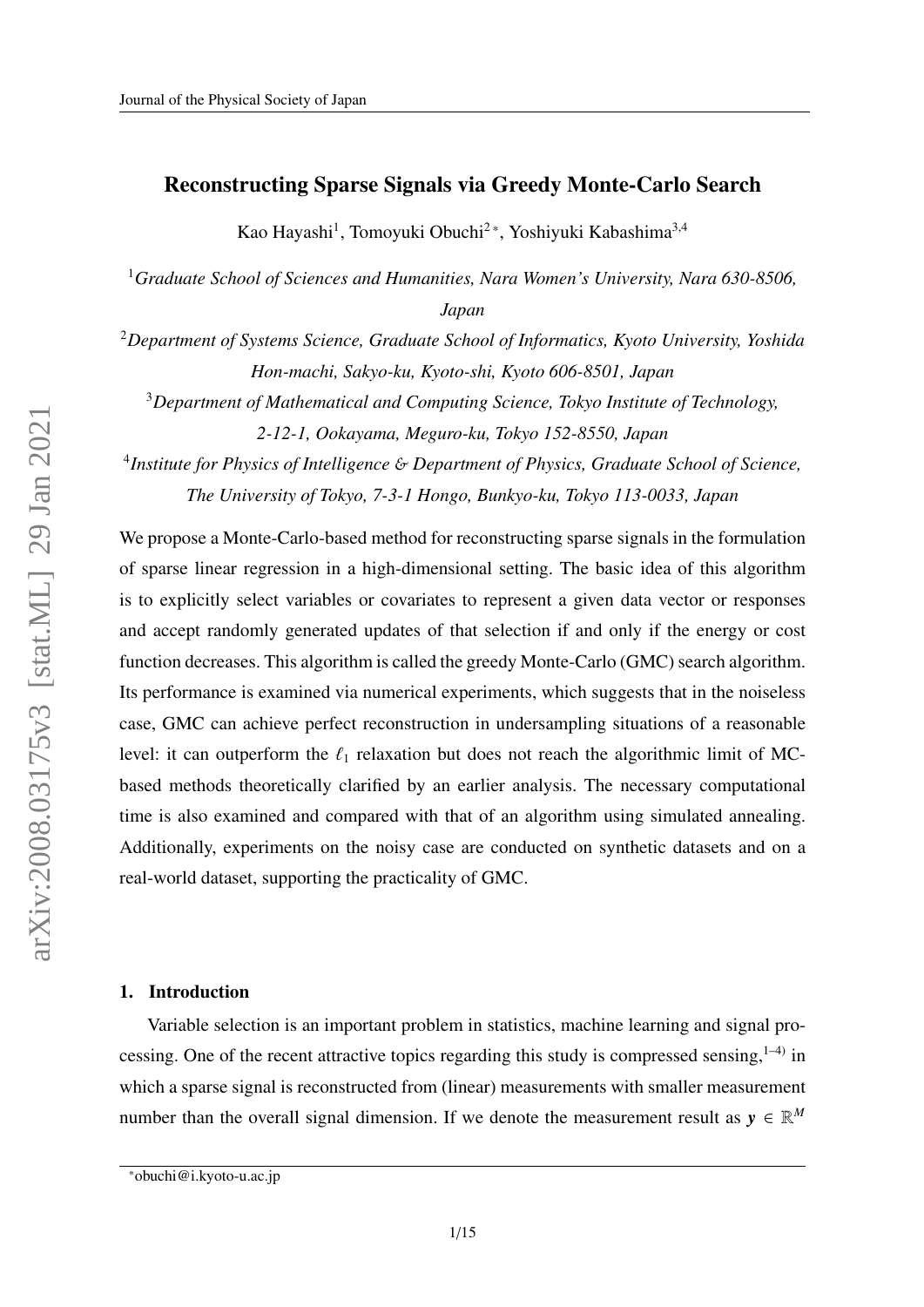# Reconstructing Sparse Signals via Greedy Monte-Carlo Search

Kao Hayashi[1], Tomoyuki Obuchi[2*], Yoshiyuki Kabashima[3,4]

[1]*Graduate School of Sciences and Humanities, Nara Women's University, Nara 630-8506, Japan*

[2]*Department of Systems Science, Graduate School of Informatics, Kyoto University, Yoshida Hon-machi, Sakyo-ku, Kyoto-shi, Kyoto 606-8501, Japan*

[3]*Department of Mathematical and Computing Science, Tokyo Institute of Technology, 2-12-1, Ookayama, Meguro-ku, Tokyo 152-8550, Japan*

[4]*Institute for Physics of Intelligence & Department of Physics, Graduate School of Science, The University of Tokyo, 7-3-1 Hongo, Bunkyo-ku, Tokyo 113-0033, Japan*

We propose a Monte-Carlo-based method for reconstructing sparse signals in the formulation of sparse linear regression in a high-dimensional setting. The basic idea of this algorithm is to explicitly select variables or covariates to represent a given data vector or responses and accept randomly generated updates of that selection if and only if the energy or cost function decreases. This algorithm is called the greedy Monte-Carlo (GMC) search algorithm. Its performance is examined via numerical experiments, which suggests that in the noiseless case, GMC can achieve perfect reconstruction in undersampling situations of a reasonable level: it can outperform the $\ell_1$ relaxation but does not reach the algorithmic limit of MC-based methods theoretically clarified by an earlier analysis. The necessary computational time is also examined and compared with that of an algorithm using simulated annealing. Additionally, experiments on the noisy case are conducted on synthetic datasets and on a real-world dataset, supporting the practicality of GMC.

## 1. Introduction

Variable selection is an important problem in statistics, machine learning and signal processing. One of the recent attractive topics regarding this study is compressed sensing,[1–4] in which a sparse signal is reconstructed from (linear) measurements with smaller measurement number than the overall signal dimension. If we denote the measurement result as $\boldsymbol{y} \in \mathbb{R}^M$

*obuchi@i.kyoto-u.ac.jp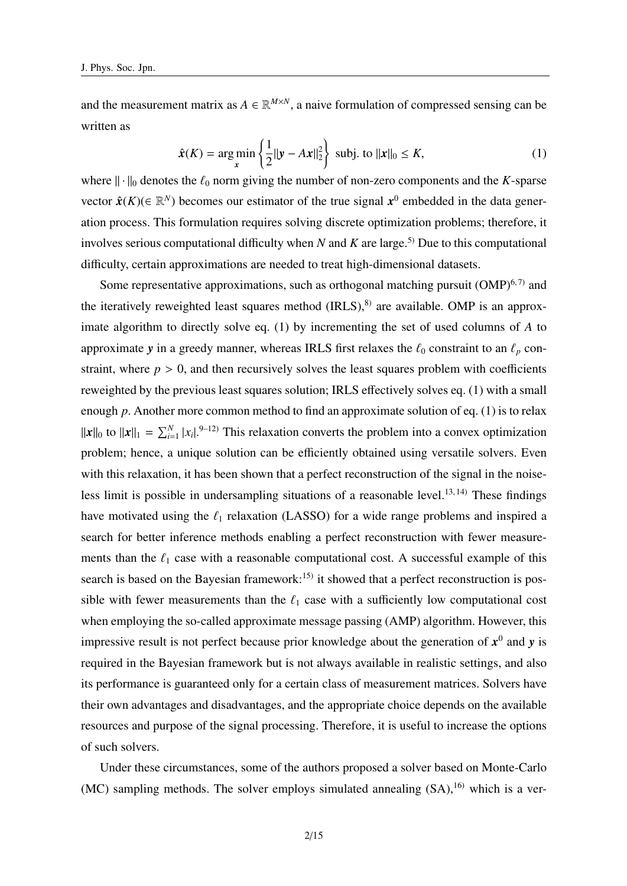and the measurement matrix as $A \in \mathbb{R}^{M\times N}$, a naive formulation of compressed sensing can be written as

$$\hat{\boldsymbol{x}}(K) = \underset{\boldsymbol{x}}{\arg\min} \left\{ \frac{1}{2} \|\boldsymbol{y} - A\boldsymbol{x}\|_2^2 \right\} \text{ subj. to } \|\boldsymbol{x}\|_0 \leq K, \tag{1}$$

where $\|\cdot\|_0$ denotes the $\ell_0$ norm giving the number of non-zero components and the $K$-sparse vector $\hat{\boldsymbol{x}}(K)(\in \mathbb{R}^N)$ becomes our estimator of the true signal $\boldsymbol{x}^0$ embedded in the data generation process. This formulation requires solving discrete optimization problems; therefore, it involves serious computational difficulty when $N$ and $K$ are large.[5] Due to this computational difficulty, certain approximations are needed to treat high-dimensional datasets.

Some representative approximations, such as orthogonal matching pursuit (OMP)[6,7] and the iteratively reweighted least squares method (IRLS),[8] are available. OMP is an approximate algorithm to directly solve eq. (1) by incrementing the set of used columns of $A$ to approximate $\boldsymbol{y}$ in a greedy manner, whereas IRLS first relaxes the $\ell_0$ constraint to an $\ell_p$ constraint, where $p > 0$, and then recursively solves the least squares problem with coefficients reweighted by the previous least squares solution; IRLS effectively solves eq. (1) with a small enough $p$. Another more common method to find an approximate solution of eq. (1) is to relax $\|\boldsymbol{x}\|_0$ to $\|\boldsymbol{x}\|_1 = \sum_{i=1}^{N} |x_i|$.[9–12] This relaxation converts the problem into a convex optimization problem; hence, a unique solution can be efficiently obtained using versatile solvers. Even with this relaxation, it has been shown that a perfect reconstruction of the signal in the noiseless limit is possible in undersampling situations of a reasonable level.[13,14] These findings have motivated using the $\ell_1$ relaxation (LASSO) for a wide range problems and inspired a search for better inference methods enabling a perfect reconstruction with fewer measurements than the $\ell_1$ case with a reasonable computational cost. A successful example of this search is based on the Bayesian framework:[15] it showed that a perfect reconstruction is possible with fewer measurements than the $\ell_1$ case with a sufficiently low computational cost when employing the so-called approximate message passing (AMP) algorithm. However, this impressive result is not perfect because prior knowledge about the generation of $\boldsymbol{x}^0$ and $\boldsymbol{y}$ is required in the Bayesian framework but is not always available in realistic settings, and also its performance is guaranteed only for a certain class of measurement matrices. Solvers have their own advantages and disadvantages, and the appropriate choice depends on the available resources and purpose of the signal processing. Therefore, it is useful to increase the options of such solvers.

Under these circumstances, some of the authors proposed a solver based on Monte-Carlo (MC) sampling methods. The solver employs simulated annealing (SA),[16] which is a ver-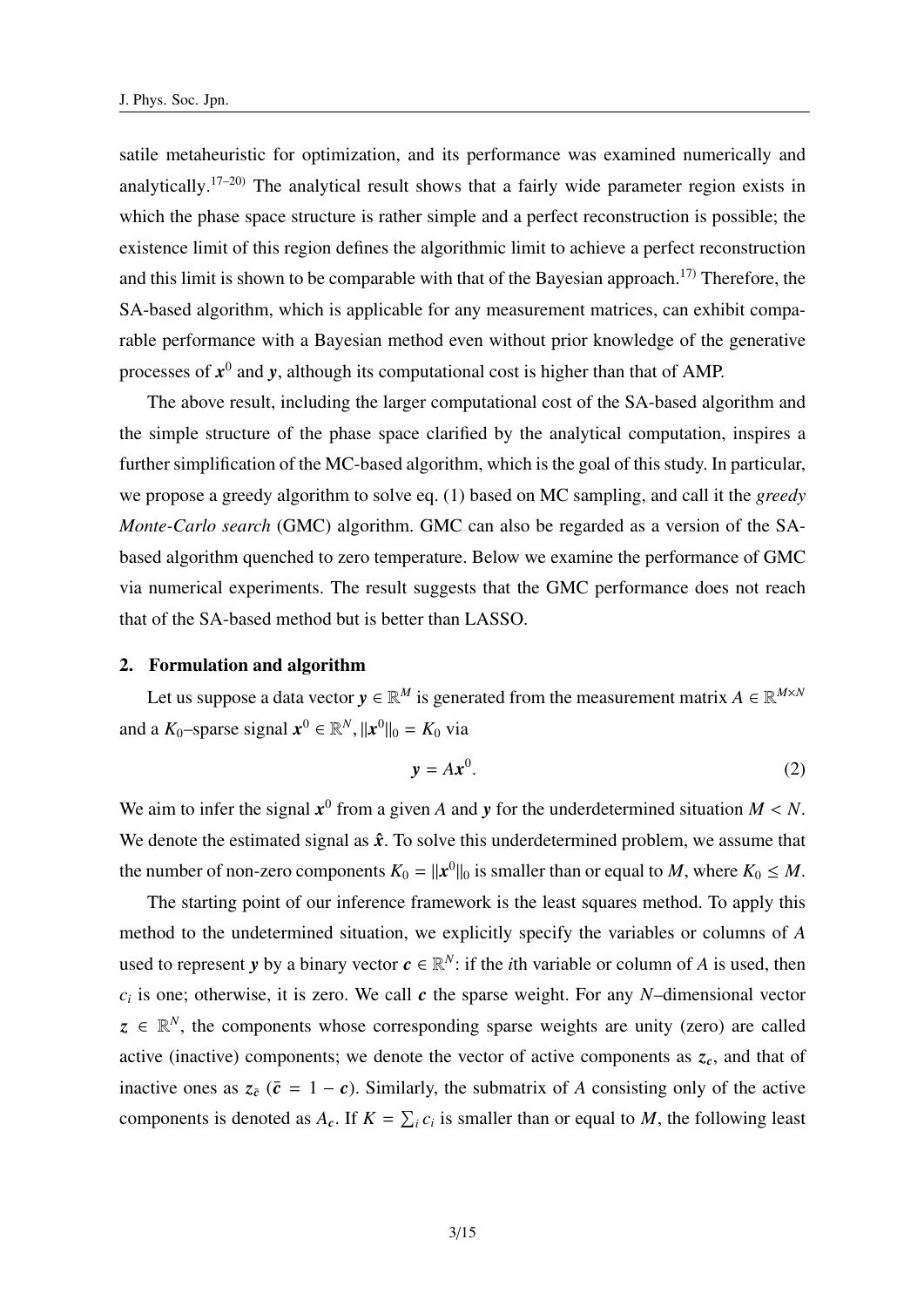satile metaheuristic for optimization, and its performance was examined numerically and analytically.[17–20] The analytical result shows that a fairly wide parameter region exists in which the phase space structure is rather simple and a perfect reconstruction is possible; the existence limit of this region defines the algorithmic limit to achieve a perfect reconstruction and this limit is shown to be comparable with that of the Bayesian approach.[17] Therefore, the SA-based algorithm, which is applicable for any measurement matrices, can exhibit comparable performance with a Bayesian method even without prior knowledge of the generative processes of $\boldsymbol{x}^0$ and $\boldsymbol{y}$, although its computational cost is higher than that of AMP.

The above result, including the larger computational cost of the SA-based algorithm and the simple structure of the phase space clarified by the analytical computation, inspires a further simplification of the MC-based algorithm, which is the goal of this study. In particular, we propose a greedy algorithm to solve eq. (1) based on MC sampling, and call it the *greedy Monte-Carlo search* (GMC) algorithm. GMC can also be regarded as a version of the SA-based algorithm quenched to zero temperature. Below we examine the performance of GMC via numerical experiments. The result suggests that the GMC performance does not reach that of the SA-based method but is better than LASSO.

## 2. Formulation and algorithm

Let us suppose a data vector $\boldsymbol{y} \in \mathbb{R}^M$ is generated from the measurement matrix $A \in \mathbb{R}^{M\times N}$ and a $K_0$–sparse signal $\boldsymbol{x}^0 \in \mathbb{R}^N, ||\boldsymbol{x}^0||_0 = K_0$ via

$$\boldsymbol{y} = A\boldsymbol{x}^0. \tag{2}$$

We aim to infer the signal $\boldsymbol{x}^0$ from a given $A$ and $\boldsymbol{y}$ for the underdetermined situation $M < N$. We denote the estimated signal as $\hat{\boldsymbol{x}}$. To solve this underdetermined problem, we assume that the number of non-zero components $K_0 = ||\boldsymbol{x}^0||_0$ is smaller than or equal to $M$, where $K_0 \leq M$.

The starting point of our inference framework is the least squares method. To apply this method to the undetermined situation, we explicitly specify the variables or columns of $A$ used to represent $\boldsymbol{y}$ by a binary vector $\boldsymbol{c} \in \mathbb{R}^N$: if the $i$th variable or column of $A$ is used, then $c_i$ is one; otherwise, it is zero. We call $\boldsymbol{c}$ the sparse weight. For any $N$–dimensional vector $\boldsymbol{z} \in \mathbb{R}^N$, the components whose corresponding sparse weights are unity (zero) are called active (inactive) components; we denote the vector of active components as $\boldsymbol{z}_{\boldsymbol{c}}$, and that of inactive ones as $\boldsymbol{z}_{\bar{\boldsymbol{c}}}$ ($\bar{\boldsymbol{c}} = 1 - \boldsymbol{c}$). Similarly, the submatrix of $A$ consisting only of the active components is denoted as $A_{\boldsymbol{c}}$. If $K = \sum_i c_i$ is smaller than or equal to $M$, the following least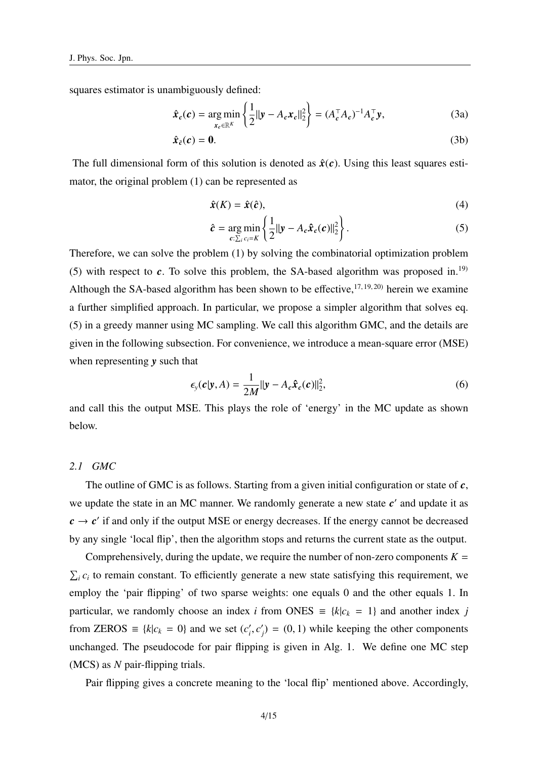squares estimator is unambiguously defined:

$$\hat{\boldsymbol{x}}_{\boldsymbol{c}}(\boldsymbol{c}) = \underset{\boldsymbol{x}_{\boldsymbol{c}} \in \mathbb{R}^K}{\arg\min} \left\{ \frac{1}{2} \|\boldsymbol{y} - A_{\boldsymbol{c}} \boldsymbol{x}_{\boldsymbol{c}}\|_2^2 \right\} = (A_{\boldsymbol{c}}^\top A_{\boldsymbol{c}})^{-1} A_{\boldsymbol{c}}^\top \boldsymbol{y}, \tag{3a}$$

$$\hat{\boldsymbol{x}}_{\bar{\boldsymbol{c}}}(\boldsymbol{c}) = \boldsymbol{0}. \tag{3b}$$

The full dimensional form of this solution is denoted as $\hat{\boldsymbol{x}}(\boldsymbol{c})$. Using this least squares estimator, the original problem (1) can be represented as

$$\hat{\boldsymbol{x}}(K) = \hat{\boldsymbol{x}}(\hat{\boldsymbol{c}}), \tag{4}$$

$$\hat{\boldsymbol{c}} = \underset{\boldsymbol{c}: \sum_i c_i = K}{\arg\min} \left\{ \frac{1}{2} \|\boldsymbol{y} - A_{\boldsymbol{c}} \hat{\boldsymbol{x}}_{\boldsymbol{c}}(\boldsymbol{c})\|_2^2 \right\}. \tag{5}$$

Therefore, we can solve the problem (1) by solving the combinatorial optimization problem (5) with respect to $\boldsymbol{c}$. To solve this problem, the SA-based algorithm was proposed in.[19] Although the SA-based algorithm has been shown to be effective,[17,19,20] herein we examine a further simplified approach. In particular, we propose a simpler algorithm that solves eq. (5) in a greedy manner using MC sampling. We call this algorithm GMC, and the details are given in the following subsection. For convenience, we introduce a mean-square error (MSE) when representing $\boldsymbol{y}$ such that

$$\epsilon_y(\boldsymbol{c}|\boldsymbol{y}, A) = \frac{1}{2M} \|\boldsymbol{y} - A_{\boldsymbol{c}} \hat{\boldsymbol{x}}_{\boldsymbol{c}}(\boldsymbol{c})\|_2^2, \tag{6}$$

and call this the output MSE. This plays the role of 'energy' in the MC update as shown below.

### 2.1 GMC

The outline of GMC is as follows. Starting from a given initial configuration or state of $\boldsymbol{c}$, we update the state in an MC manner. We randomly generate a new state $\boldsymbol{c}'$ and update it as $\boldsymbol{c} \to \boldsymbol{c}'$ if and only if the output MSE or energy decreases. If the energy cannot be decreased by any single 'local flip', then the algorithm stops and returns the current state as the output.

Comprehensively, during the update, we require the number of non-zero components $K = \sum_i c_i$ to remain constant. To efficiently generate a new state satisfying this requirement, we employ the 'pair flipping' of two sparse weights: one equals 0 and the other equals 1. In particular, we randomly choose an index $i$ from ONES $\equiv \{k | c_k = 1\}$ and another index $j$ from ZEROS $\equiv \{k | c_k = 0\}$ and we set $(c'_i, c'_j) = (0, 1)$ while keeping the other components unchanged. The pseudocode for pair flipping is given in Alg. 1. We define one MC step (MCS) as $N$ pair-flipping trials.

Pair flipping gives a concrete meaning to the 'local flip' mentioned above. Accordingly,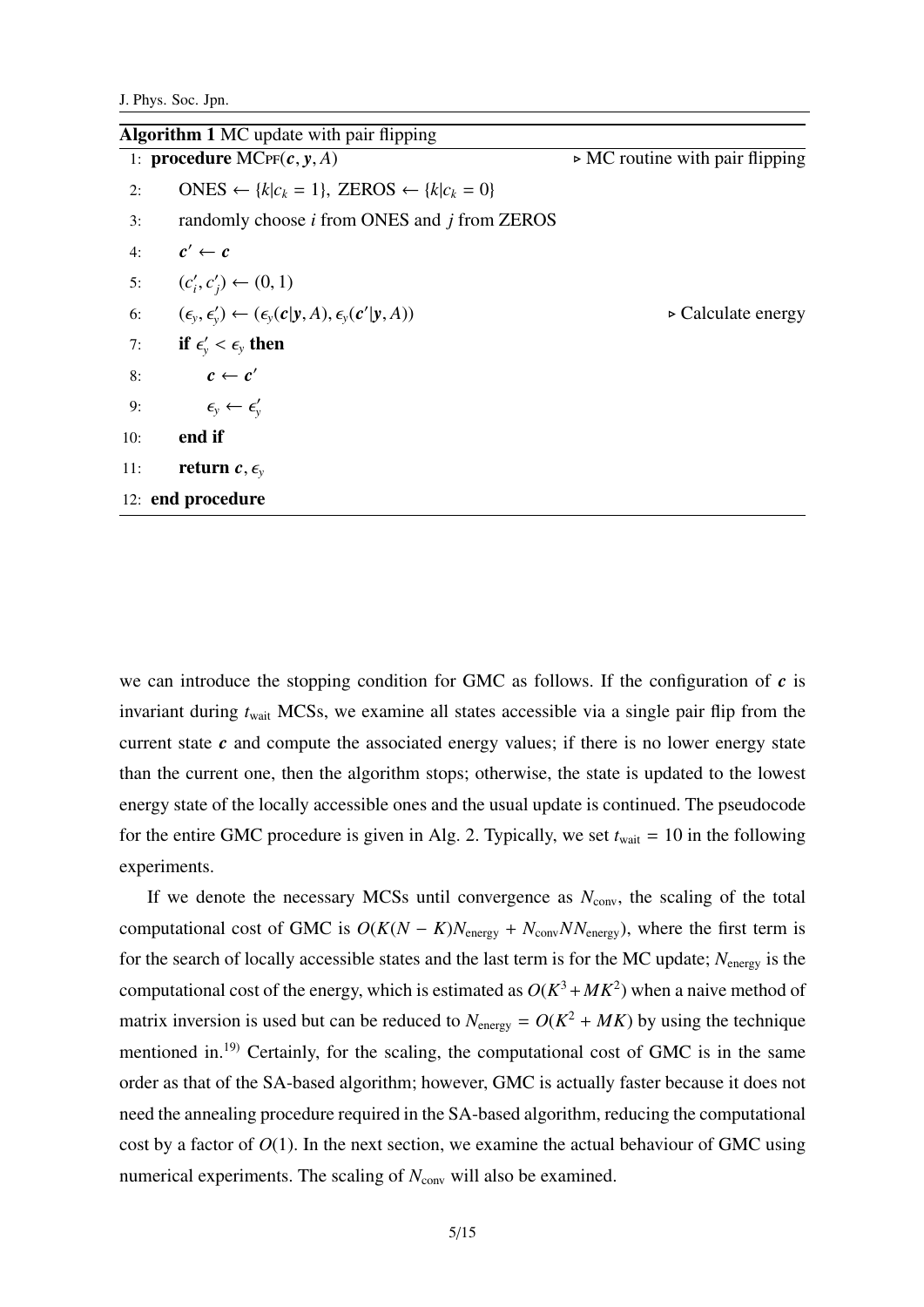**Algorithm 1** MC update with pair flipping

```
 1: procedure MCPF(c, y, A)                                  ▷ MC routine with pair flipping
 2:     ONES ← {k|c_k = 1}, ZEROS ← {k|c_k = 0}
 3:     randomly choose i from ONES and j from ZEROS
 4:     c' ← c
 5:     (c'_i, c'_j) ← (0, 1)
 6:     (ε_y, ε'_y) ← (ε_y(c|y, A), ε_y(c'|y, A))            ▷ Calculate energy
 7:     if ε'_y < ε_y then
 8:         c ← c'
 9:         ε_y ← ε'_y
10:     end if
11:     return c, ε_y
12: end procedure
```

we can introduce the stopping condition for GMC as follows. If the configuration of $\boldsymbol{c}$ is invariant during $t_{\text{wait}}$ MCSs, we examine all states accessible via a single pair flip from the current state $\boldsymbol{c}$ and compute the associated energy values; if there is no lower energy state than the current one, then the algorithm stops; otherwise, the state is updated to the lowest energy state of the locally accessible ones and the usual update is continued. The pseudocode for the entire GMC procedure is given in Alg. 2. Typically, we set $t_{\text{wait}} = 10$ in the following experiments.

If we denote the necessary MCSs until convergence as $N_{\text{conv}}$, the scaling of the total computational cost of GMC is $O(K(N-K)N_{\text{energy}} + N_{\text{conv}}NN_{\text{energy}})$, where the first term is for the search of locally accessible states and the last term is for the MC update; $N_{\text{energy}}$ is the computational cost of the energy, which is estimated as $O(K^3 + MK^2)$ when a naive method of matrix inversion is used but can be reduced to $N_{\text{energy}} = O(K^2 + MK)$ by using the technique mentioned in.[19] Certainly, for the scaling, the computational cost of GMC is in the same order as that of the SA-based algorithm; however, GMC is actually faster because it does not need the annealing procedure required in the SA-based algorithm, reducing the computational cost by a factor of $O(1)$. In the next section, we examine the actual behaviour of GMC using numerical experiments. The scaling of $N_{\text{conv}}$ will also be examined.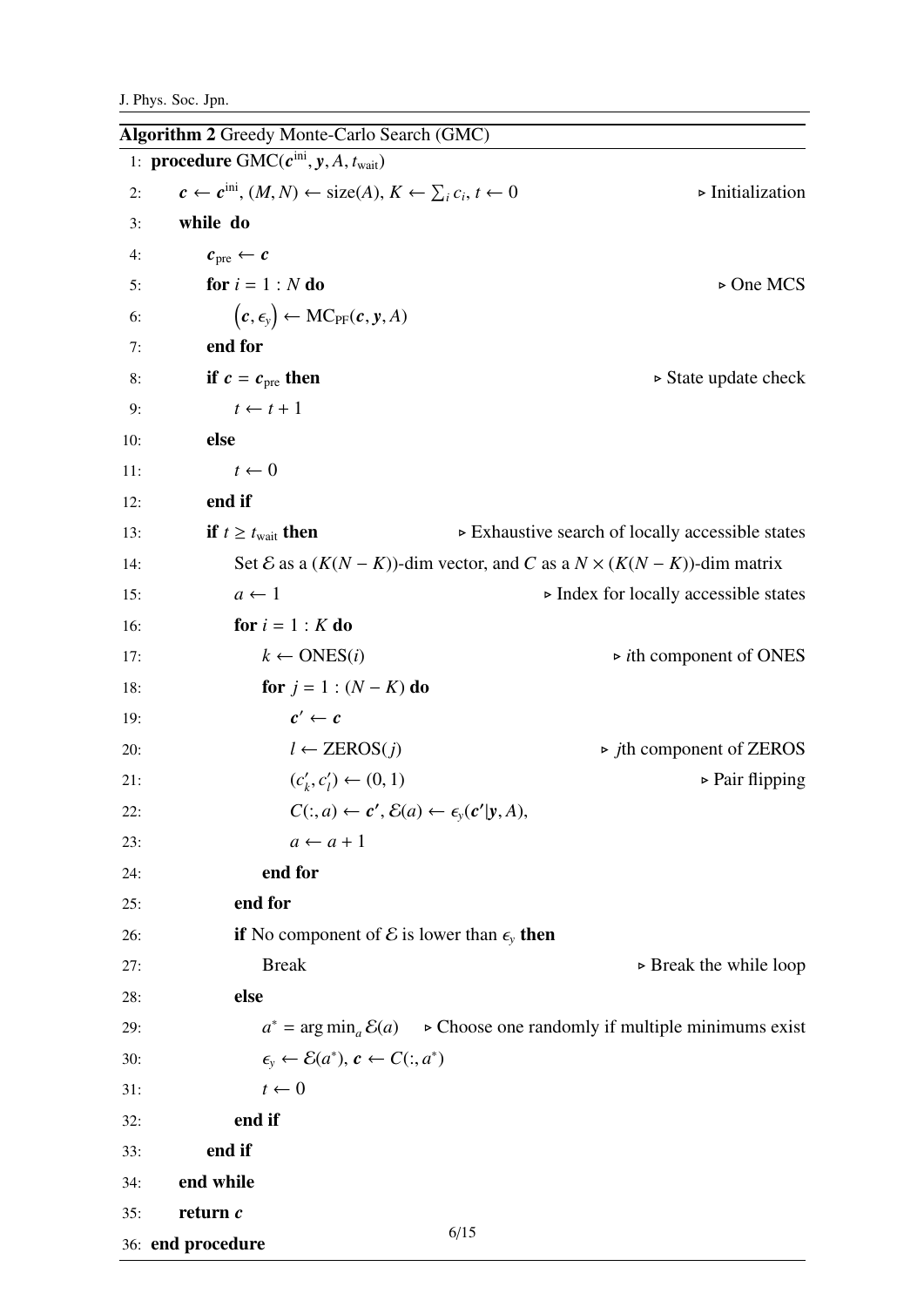**Algorithm 2** Greedy Monte-Carlo Search (GMC)

```
1:  procedure GMC(c^ini, y, A, t_wait)
2:      c ← c^ini, (M, N) ← size(A), K ← Σ_i c_i, t ← 0                    ▷ Initialization
3:      while  do
4:          c_pre ← c
5:          for i = 1 : N do                                                ▷ One MCS
6:              (c, ε_y) ← MC_PF(c, y, A)
7:          end for
8:          if c = c_pre then                                               ▷ State update check
9:              t ← t + 1
10:         else
11:             t ← 0
12:         end if
13:         if t ≥ t_wait then                  ▷ Exhaustive search of locally accessible states
14:             Set ℰ as a (K(N − K))-dim vector, and C as a N × (K(N − K))-dim matrix
15:             a ← 1                                       ▷ Index for locally accessible states
16:             for i = 1 : K do
17:                 k ← ONES(i)                                     ▷ ith component of ONES
18:                 for j = 1 : (N − K) do
19:                     c′ ← c
20:                     l ← ZEROS(j)                                ▷ jth component of ZEROS
21:                     (c′_k, c′_l) ← (0, 1)                                   ▷ Pair flipping
22:                     C(:, a) ← c′, ℰ(a) ← ε_y(c′|y, A),
23:                     a ← a + 1
24:                 end for
25:             end for
26:             if No component of ℰ is lower than ε_y then
27:                 Break                                               ▷ Break the while loop
28:             else
29:                 a* = arg min_a ℰ(a)     ▷ Choose one randomly if multiple minimums exist
30:                 ε_y ← ℰ(a*), c ← C(:, a*)
31:                 t ← 0
32:             end if
33:         end if
34:     end while
35:     return c
36: end procedure
```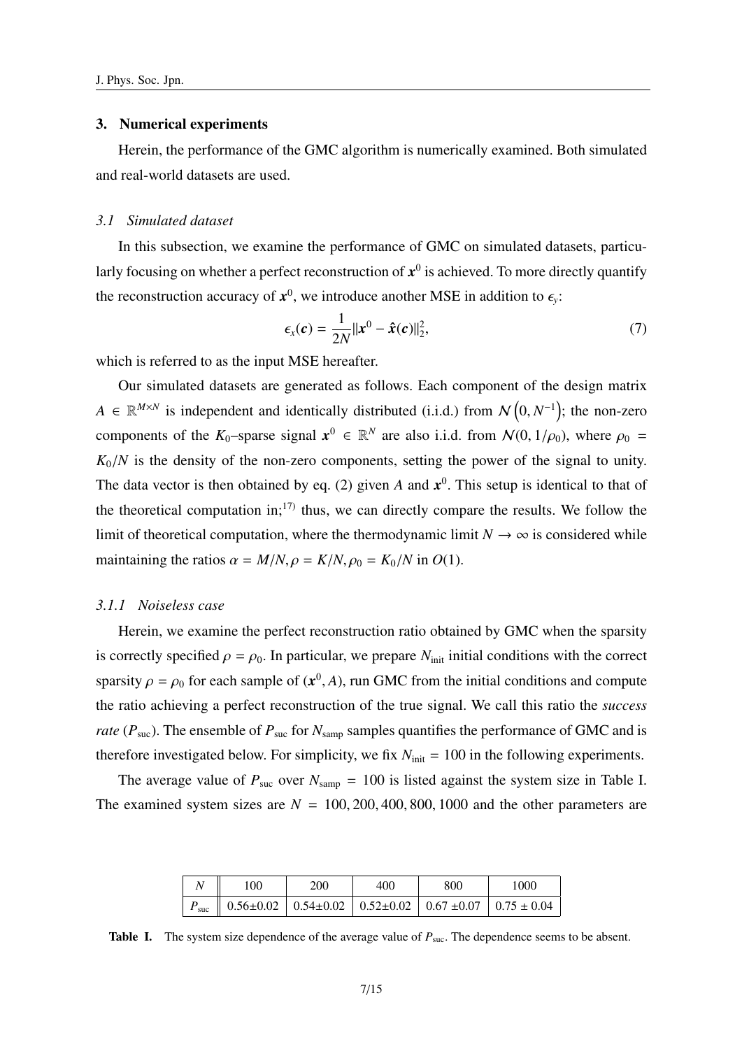## 3. Numerical experiments

Herein, the performance of the GMC algorithm is numerically examined. Both simulated and real-world datasets are used.

### 3.1 Simulated dataset

In this subsection, we examine the performance of GMC on simulated datasets, particularly focusing on whether a perfect reconstruction of $\boldsymbol{x}^0$ is achieved. To more directly quantify the reconstruction accuracy of $\boldsymbol{x}^0$, we introduce another MSE in addition to $\epsilon_y$:

$$\epsilon_x(\boldsymbol{c}) = \frac{1}{2N}||\boldsymbol{x}^0 - \hat{\boldsymbol{x}}(\boldsymbol{c})||_2^2, \tag{7}$$

which is referred to as the input MSE hereafter.

Our simulated datasets are generated as follows. Each component of the design matrix $A \in \mathbb{R}^{M\times N}$ is independent and identically distributed (i.i.d.) from $\mathcal{N}\left(0, N^{-1}\right)$; the non-zero components of the $K_0$–sparse signal $\boldsymbol{x}^0 \in \mathbb{R}^N$ are also i.i.d. from $\mathcal{N}(0, 1/\rho_0)$, where $\rho_0 = K_0/N$ is the density of the non-zero components, setting the power of the signal to unity. The data vector is then obtained by eq. (2) given $A$ and $\boldsymbol{x}^0$. This setup is identical to that of the theoretical computation in;[17] thus, we can directly compare the results. We follow the limit of theoretical computation, where the thermodynamic limit $N \to \infty$ is considered while maintaining the ratios $\alpha = M/N, \rho = K/N, \rho_0 = K_0/N$ in $O(1)$.

#### 3.1.1 Noiseless case

Herein, we examine the perfect reconstruction ratio obtained by GMC when the sparsity is correctly specified $\rho = \rho_0$. In particular, we prepare $N_{\mathrm{init}}$ initial conditions with the correct sparsity $\rho = \rho_0$ for each sample of $(\boldsymbol{x}^0, A)$, run GMC from the initial conditions and compute the ratio achieving a perfect reconstruction of the true signal. We call this ratio the *success rate* ($P_{\mathrm{suc}}$). The ensemble of $P_{\mathrm{suc}}$ for $N_{\mathrm{samp}}$ samples quantifies the performance of GMC and is therefore investigated below. For simplicity, we fix $N_{\mathrm{init}} = 100$ in the following experiments.

The average value of $P_{\mathrm{suc}}$ over $N_{\mathrm{samp}} = 100$ is listed against the system size in Table I. The examined system sizes are $N = 100, 200, 400, 800, 1000$ and the other parameters are

| $N$ | 100 | 200 | 400 | 800 | 1000 |
|---|---|---|---|---|---|
| $P_{\mathrm{suc}}$ | 0.56±0.02 | 0.54±0.02 | 0.52±0.02 | 0.67 ±0.07 | 0.75 ± 0.04 |

**Table I.** The system size dependence of the average value of $P_{\mathrm{suc}}$. The dependence seems to be absent.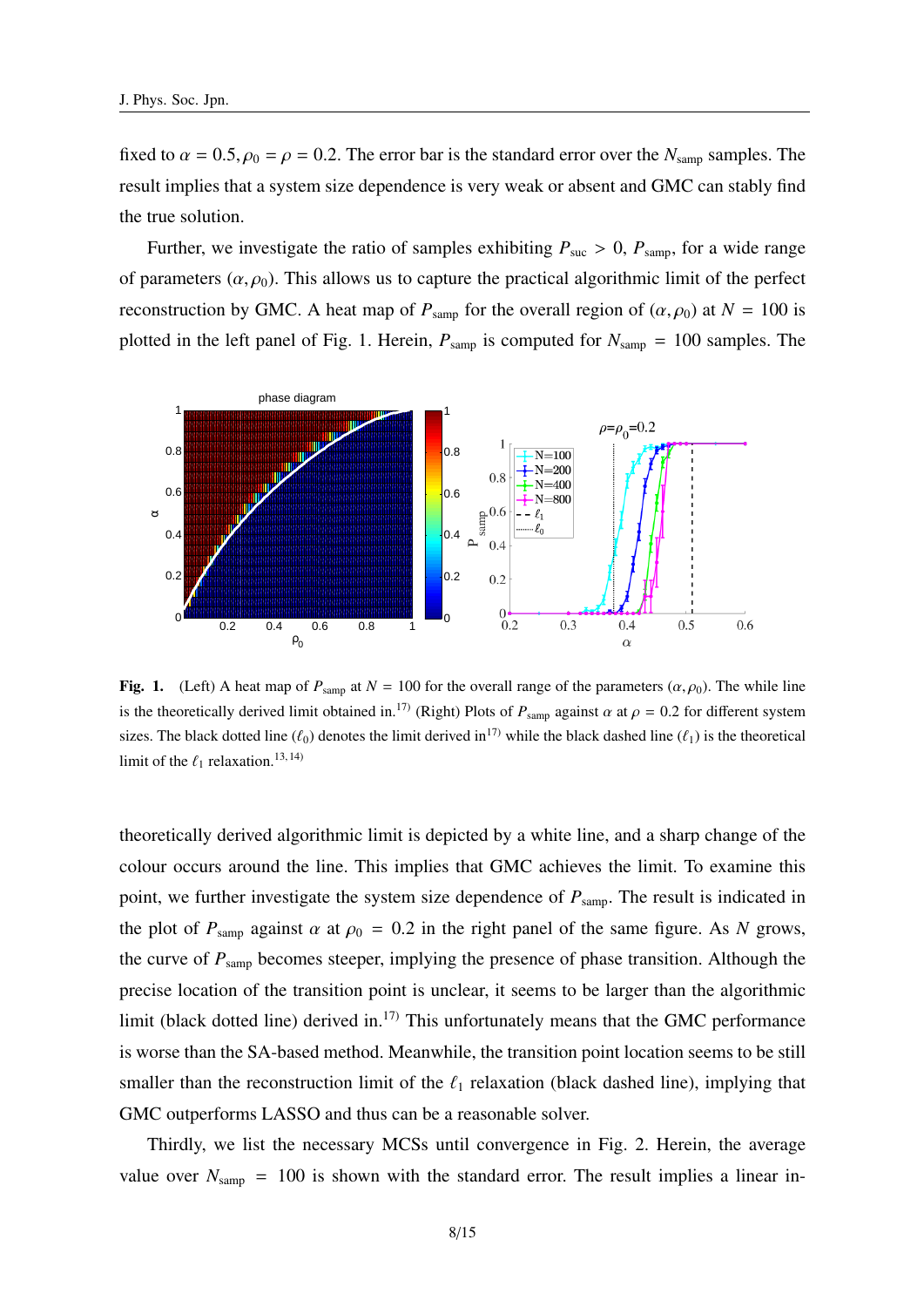fixed to $\alpha = 0.5, \rho_0 = \rho = 0.2$. The error bar is the standard error over the $N_{\rm samp}$ samples. The result implies that a system size dependence is very weak or absent and GMC can stably find the true solution.

Further, we investigate the ratio of samples exhibiting $P_{\rm suc} > 0$, $P_{\rm samp}$, for a wide range of parameters $(\alpha, \rho_0)$. This allows us to capture the practical algorithmic limit of the perfect reconstruction by GMC. A heat map of $P_{\rm samp}$ for the overall region of $(\alpha, \rho_0)$ at $N = 100$ is plotted in the left panel of Fig. 1. Herein, $P_{\rm samp}$ is computed for $N_{\rm samp} = 100$ samples. The

**Fig. 1.** (Left) A heat map of $P_{\rm samp}$ at $N = 100$ for the overall range of the parameters $(\alpha, \rho_0)$. The while line is the theoretically derived limit obtained in.[17] (Right) Plots of $P_{\rm samp}$ against $\alpha$ at $\rho = 0.2$ for different system sizes. The black dotted line ($\ell_0$) denotes the limit derived in[17] while the black dashed line ($\ell_1$) is the theoretical limit of the $\ell_1$ relaxation.[13,14]

theoretically derived algorithmic limit is depicted by a white line, and a sharp change of the colour occurs around the line. This implies that GMC achieves the limit. To examine this point, we further investigate the system size dependence of $P_{\rm samp}$. The result is indicated in the plot of $P_{\rm samp}$ against $\alpha$ at $\rho_0 = 0.2$ in the right panel of the same figure. As $N$ grows, the curve of $P_{\rm samp}$ becomes steeper, implying the presence of phase transition. Although the precise location of the transition point is unclear, it seems to be larger than the algorithmic limit (black dotted line) derived in.[17] This unfortunately means that the GMC performance is worse than the SA-based method. Meanwhile, the transition point location seems to be still smaller than the reconstruction limit of the $\ell_1$ relaxation (black dashed line), implying that GMC outperforms LASSO and thus can be a reasonable solver.

Thirdly, we list the necessary MCSs until convergence in Fig. 2. Herein, the average value over $N_{\rm samp} = 100$ is shown with the standard error. The result implies a linear in-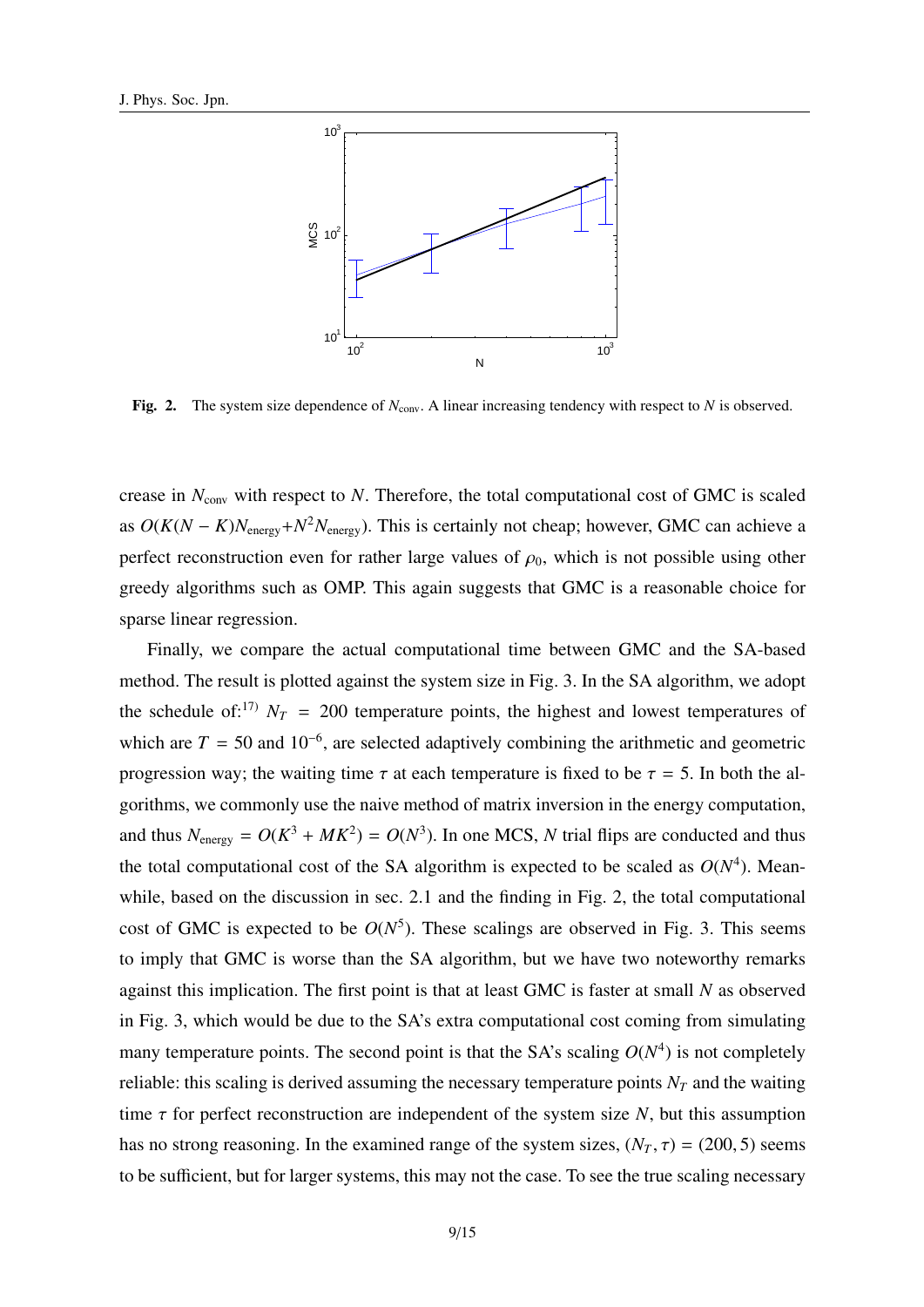**Fig. 2.** The system size dependence of $N_{\text{conv}}$. A linear increasing tendency with respect to $N$ is observed.

crease in $N_{\text{conv}}$ with respect to $N$. Therefore, the total computational cost of GMC is scaled as $O(K(N-K)N_{\text{energy}}+N^2N_{\text{energy}})$. This is certainly not cheap; however, GMC can achieve a perfect reconstruction even for rather large values of $\rho_0$, which is not possible using other greedy algorithms such as OMP. This again suggests that GMC is a reasonable choice for sparse linear regression.

Finally, we compare the actual computational time between GMC and the SA-based method. The result is plotted against the system size in Fig. 3. In the SA algorithm, we adopt the schedule of:[17] $N_T = 200$ temperature points, the highest and lowest temperatures of which are $T = 50$ and $10^{-6}$, are selected adaptively combining the arithmetic and geometric progression way; the waiting time $\tau$ at each temperature is fixed to be $\tau = 5$. In both the algorithms, we commonly use the naive method of matrix inversion in the energy computation, and thus $N_{\text{energy}} = O(K^3 + MK^2) = O(N^3)$. In one MCS, $N$ trial flips are conducted and thus the total computational cost of the SA algorithm is expected to be scaled as $O(N^4)$. Meanwhile, based on the discussion in sec. 2.1 and the finding in Fig. 2, the total computational cost of GMC is expected to be $O(N^5)$. These scalings are observed in Fig. 3. This seems to imply that GMC is worse than the SA algorithm, but we have two noteworthy remarks against this implication. The first point is that at least GMC is faster at small $N$ as observed in Fig. 3, which would be due to the SA's extra computational cost coming from simulating many temperature points. The second point is that the SA's scaling $O(N^4)$ is not completely reliable: this scaling is derived assuming the necessary temperature points $N_T$ and the waiting time $\tau$ for perfect reconstruction are independent of the system size $N$, but this assumption has no strong reasoning. In the examined range of the system sizes, $(N_T, \tau) = (200, 5)$ seems to be sufficient, but for larger systems, this may not the case. To see the true scaling necessary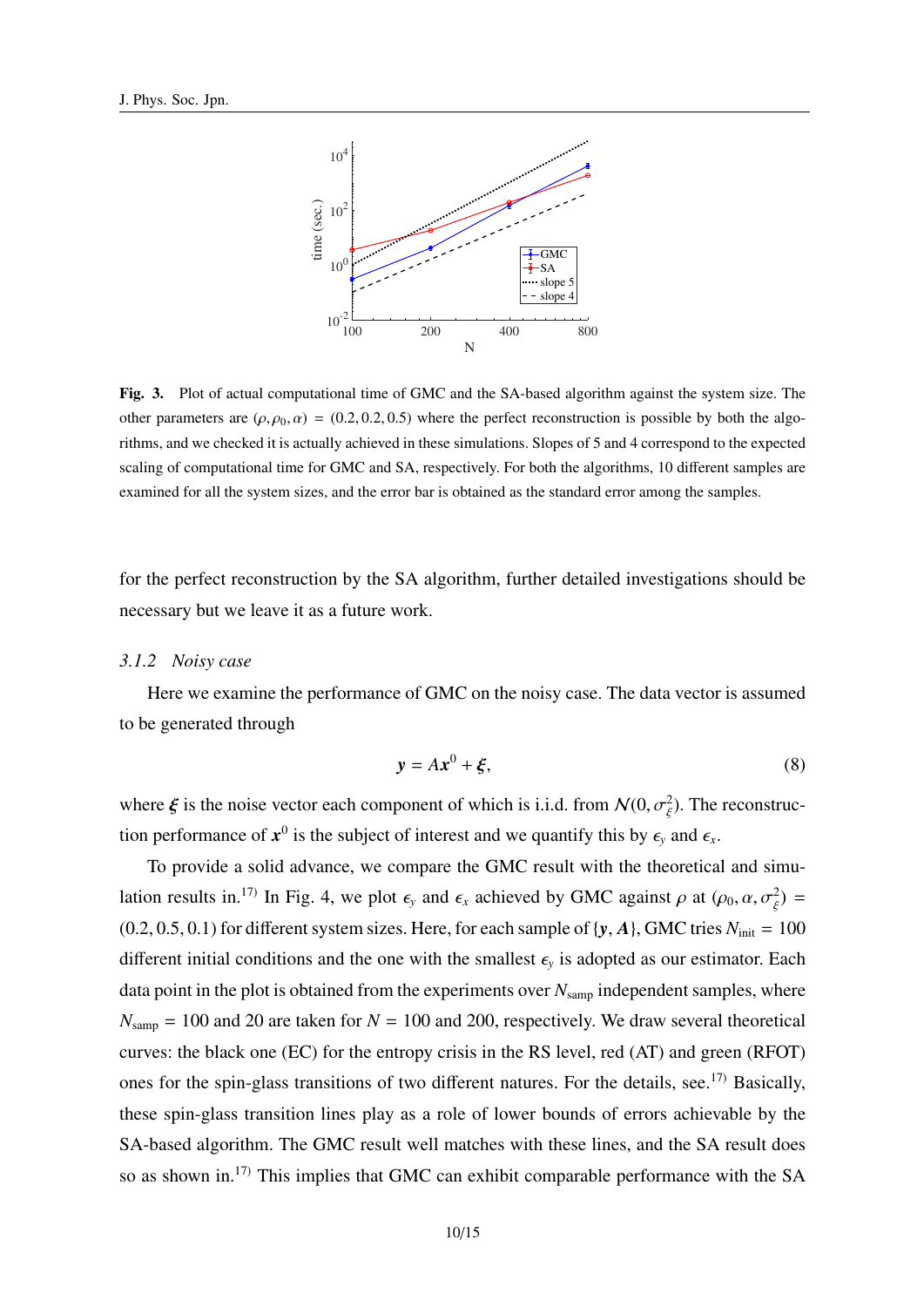**Fig. 3.** Plot of actual computational time of GMC and the SA-based algorithm against the system size. The other parameters are $(\rho, \rho_0, \alpha) = (0.2, 0.2, 0.5)$ where the perfect reconstruction is possible by both the algorithms, and we checked it is actually achieved in these simulations. Slopes of 5 and 4 correspond to the expected scaling of computational time for GMC and SA, respectively. For both the algorithms, 10 different samples are examined for all the system sizes, and the error bar is obtained as the standard error among the samples.

for the perfect reconstruction by the SA algorithm, further detailed investigations should be necessary but we leave it as a future work.

### *3.1.2 Noisy case*

Here we examine the performance of GMC on the noisy case. The data vector is assumed to be generated through

$$\boldsymbol{y} = A\boldsymbol{x}^0 + \boldsymbol{\xi}, \tag{8}$$

where $\boldsymbol{\xi}$ is the noise vector each component of which is i.i.d. from $\mathcal{N}(0, \sigma_\xi^2)$. The reconstruction performance of $\boldsymbol{x}^0$ is the subject of interest and we quantify this by $\epsilon_y$ and $\epsilon_x$.

To provide a solid advance, we compare the GMC result with the theoretical and simulation results in.[17] In Fig. 4, we plot $\epsilon_y$ and $\epsilon_x$ achieved by GMC against $\rho$ at $(\rho_0, \alpha, \sigma_\xi^2) = (0.2, 0.5, 0.1)$ for different system sizes. Here, for each sample of $\{\boldsymbol{y}, \boldsymbol{A}\}$, GMC tries $N_{\rm init} = 100$ different initial conditions and the one with the smallest $\epsilon_y$ is adopted as our estimator. Each data point in the plot is obtained from the experiments over $N_{\rm samp}$ independent samples, where $N_{\rm samp} = 100$ and 20 are taken for $N = 100$ and 200, respectively. We draw several theoretical curves: the black one (EC) for the entropy crisis in the RS level, red (AT) and green (RFOT) ones for the spin-glass transitions of two different natures. For the details, see.[17] Basically, these spin-glass transition lines play as a role of lower bounds of errors achievable by the SA-based algorithm. The GMC result well matches with these lines, and the SA result does so as shown in.[17] This implies that GMC can exhibit comparable performance with the SA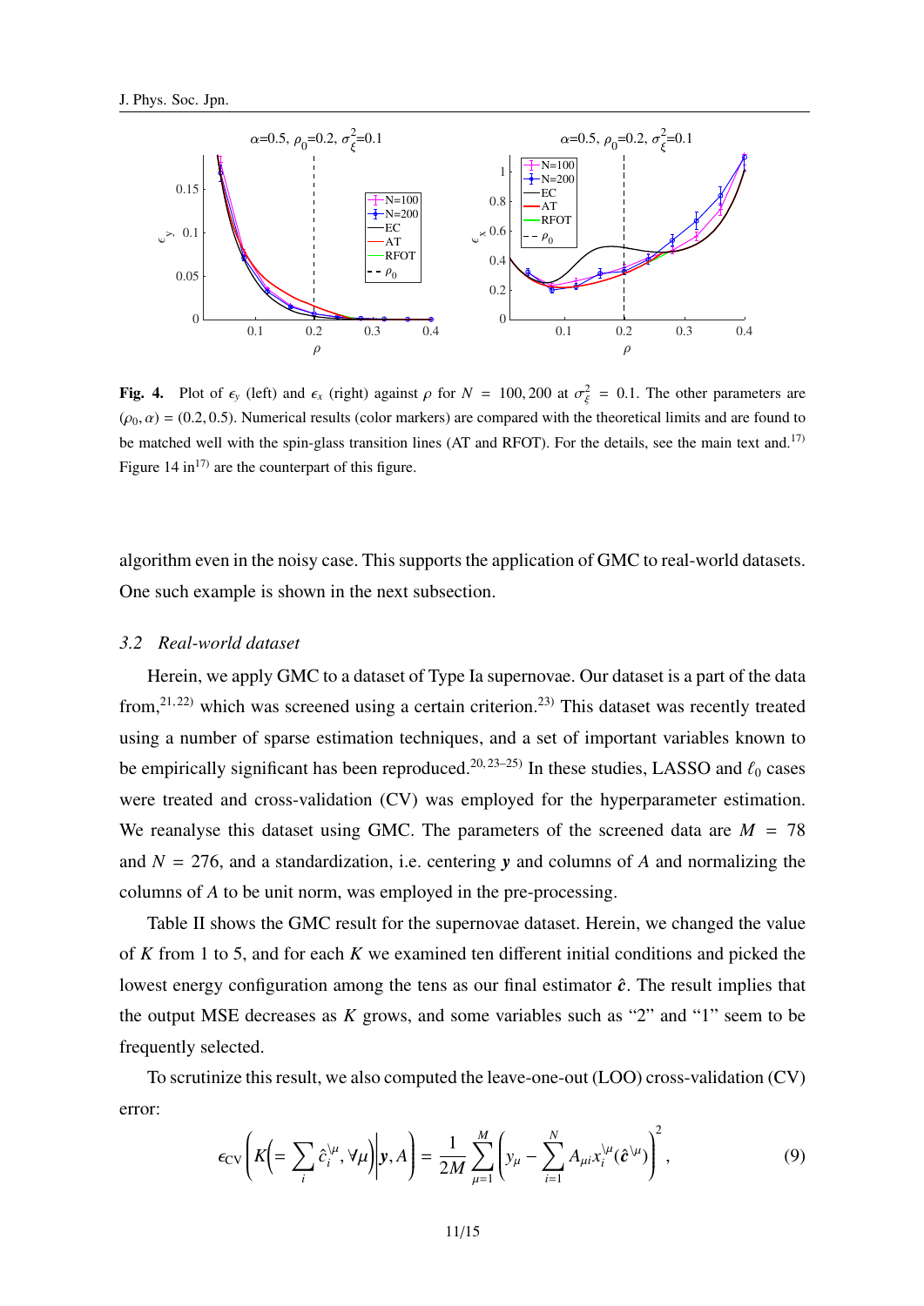**Fig. 4.** Plot of $\epsilon_y$ (left) and $\epsilon_x$ (right) against $\rho$ for $N = 100, 200$ at $\sigma_\xi^2 = 0.1$. The other parameters are $(\rho_0, \alpha) = (0.2, 0.5)$. Numerical results (color markers) are compared with the theoretical limits and are found to be matched well with the spin-glass transition lines (AT and RFOT). For the details, see the main text and.[17] Figure 14 in[17] are the counterpart of this figure.

algorithm even in the noisy case. This supports the application of GMC to real-world datasets. One such example is shown in the next subsection.

### *3.2 Real-world dataset*

Herein, we apply GMC to a dataset of Type Ia supernovae. Our dataset is a part of the data from,[21,22] which was screened using a certain criterion.[23] This dataset was recently treated using a number of sparse estimation techniques, and a set of important variables known to be empirically significant has been reproduced.[20,23–25] In these studies, LASSO and $\ell_0$ cases were treated and cross-validation (CV) was employed for the hyperparameter estimation. We reanalyse this dataset using GMC. The parameters of the screened data are $M = 78$ and $N = 276$, and a standardization, i.e. centering $\boldsymbol{y}$ and columns of $A$ and normalizing the columns of $A$ to be unit norm, was employed in the pre-processing.

Table II shows the GMC result for the supernovae dataset. Herein, we changed the value of $K$ from 1 to 5, and for each $K$ we examined ten different initial conditions and picked the lowest energy configuration among the tens as our final estimator $\hat{\boldsymbol{c}}$. The result implies that the output MSE decreases as $K$ grows, and some variables such as "2" and "1" seem to be frequently selected.

To scrutinize this result, we also computed the leave-one-out (LOO) cross-validation (CV) error:

$$\epsilon_{\rm CV}\left( K\left(= \sum_i \hat{c}_i^{\backslash\mu}, \forall \mu\right) \middle| \boldsymbol{y}, A \right) = \frac{1}{2M} \sum_{\mu=1}^{M} \left( y_\mu - \sum_{i=1}^{N} A_{\mu i} x_i^{\backslash\mu}(\hat{\boldsymbol{c}}^{\backslash\mu}) \right)^2, \tag{9}$$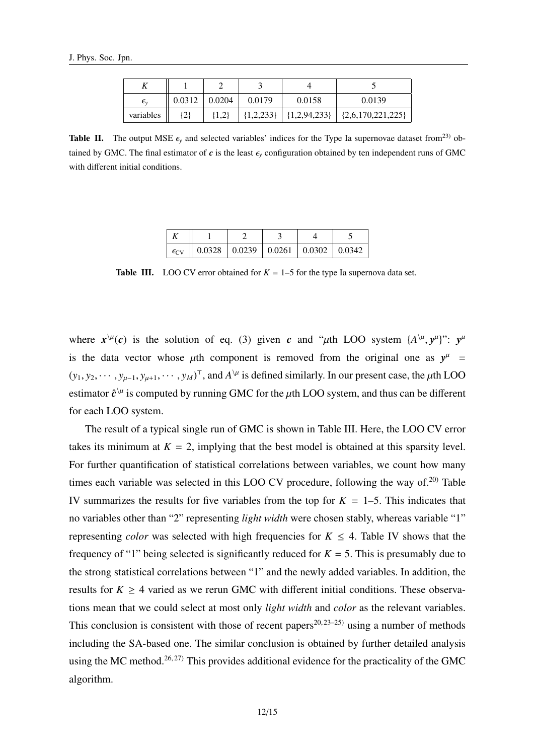| $K$ | 1 | 2 | 3 | 4 | 5 |
|---|---|---|---|---|---|
| $\epsilon_y$ | 0.0312 | 0.0204 | 0.0179 | 0.0158 | 0.0139 |
| variables | {2} | {1,2} | {1,2,233} | {1,2,94,233} | {2,6,170,221,225} |

**Table II.** The output MSE $\epsilon_y$ and selected variables' indices for the Type Ia supernovae dataset from[23] obtained by GMC. The final estimator of $\boldsymbol{c}$ is the least $\epsilon_y$ configuration obtained by ten independent runs of GMC with different initial conditions.

| $K$ | 1 | 2 | 3 | 4 | 5 |
|---|---|---|---|---|---|
| $\epsilon_{\rm CV}$ | 0.0328 | 0.0239 | 0.0261 | 0.0302 | 0.0342 |

**Table III.** LOO CV error obtained for $K = 1$–$5$ for the type Ia supernova data set.

where $\boldsymbol{x}^{\backslash\mu}(\boldsymbol{c})$ is the solution of eq. (3) given $\boldsymbol{c}$ and "$\mu$th LOO system $\{A^{\backslash\mu}, \boldsymbol{y}^{\mu}\}$": $\boldsymbol{y}^{\mu}$ is the data vector whose $\mu$th component is removed from the original one as $\boldsymbol{y}^{\mu} = (y_1, y_2, \cdots, y_{\mu-1}, y_{\mu+1}, \cdots, y_M)^{\top}$, and $A^{\backslash\mu}$ is defined similarly. In our present case, the $\mu$th LOO estimator $\hat{\boldsymbol{c}}^{\backslash\mu}$ is computed by running GMC for the $\mu$th LOO system, and thus can be different for each LOO system.

The result of a typical single run of GMC is shown in Table III. Here, the LOO CV error takes its minimum at $K = 2$, implying that the best model is obtained at this sparsity level. For further quantification of statistical correlations between variables, we count how many times each variable was selected in this LOO CV procedure, following the way of.[20] Table IV summarizes the results for five variables from the top for $K = 1$–$5$. This indicates that no variables other than "2" representing *light width* were chosen stably, whereas variable "1" representing *color* was selected with high frequencies for $K \leq 4$. Table IV shows that the frequency of "1" being selected is significantly reduced for $K = 5$. This is presumably due to the strong statistical correlations between "1" and the newly added variables. In addition, the results for $K \geq 4$ varied as we rerun GMC with different initial conditions. These observations mean that we could select at most only *light width* and *color* as the relevant variables. This conclusion is consistent with those of recent papers[20,23–25] using a number of methods including the SA-based one. The similar conclusion is obtained by further detailed analysis using the MC method.[26,27] This provides additional evidence for the practicality of the GMC algorithm.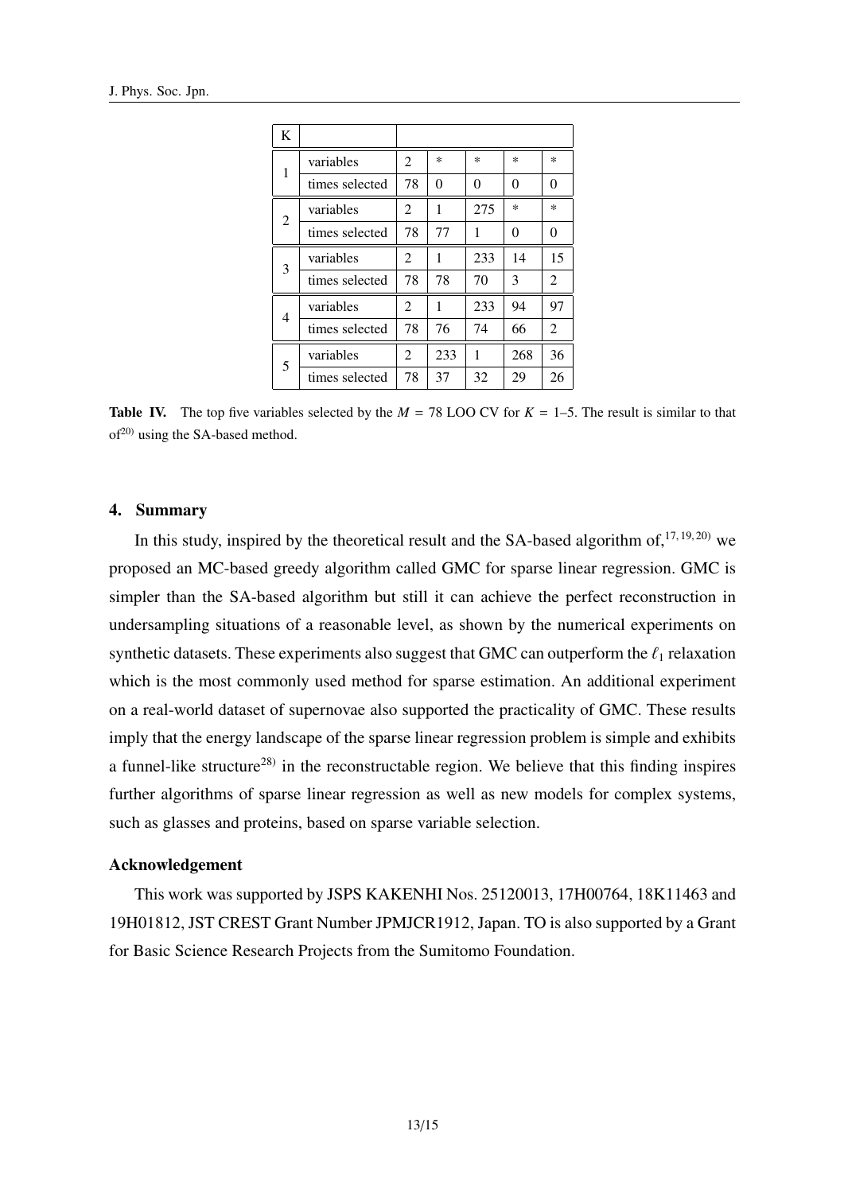| K | | | | | | |
|---|---|---|---|---|---|---|
| 1 | variables | 2 | * | * | * | * |
| | times selected | 78 | 0 | 0 | 0 | 0 |
| 2 | variables | 2 | 1 | 275 | * | * |
| | times selected | 78 | 77 | 1 | 0 | 0 |
| 3 | variables | 2 | 1 | 233 | 14 | 15 |
| | times selected | 78 | 78 | 70 | 3 | 2 |
| 4 | variables | 2 | 1 | 233 | 94 | 97 |
| | times selected | 78 | 76 | 74 | 66 | 2 |
| 5 | variables | 2 | 233 | 1 | 268 | 36 |
| | times selected | 78 | 37 | 32 | 29 | 26 |

**Table IV.** The top five variables selected by the $M = 78$ LOO CV for $K = 1$–5. The result is similar to that of[20] using the SA-based method.

## 4. Summary

In this study, inspired by the theoretical result and the SA-based algorithm of,[17,19,20] we proposed an MC-based greedy algorithm called GMC for sparse linear regression. GMC is simpler than the SA-based algorithm but still it can achieve the perfect reconstruction in undersampling situations of a reasonable level, as shown by the numerical experiments on synthetic datasets. These experiments also suggest that GMC can outperform the $\ell_1$ relaxation which is the most commonly used method for sparse estimation. An additional experiment on a real-world dataset of supernovae also supported the practicality of GMC. These results imply that the energy landscape of the sparse linear regression problem is simple and exhibits a funnel-like structure[28] in the reconstructable region. We believe that this finding inspires further algorithms of sparse linear regression as well as new models for complex systems, such as glasses and proteins, based on sparse variable selection.

### Acknowledgement

This work was supported by JSPS KAKENHI Nos. 25120013, 17H00764, 18K11463 and 19H01812, JST CREST Grant Number JPMJCR1912, Japan. TO is also supported by a Grant for Basic Science Research Projects from the Sumitomo Foundation.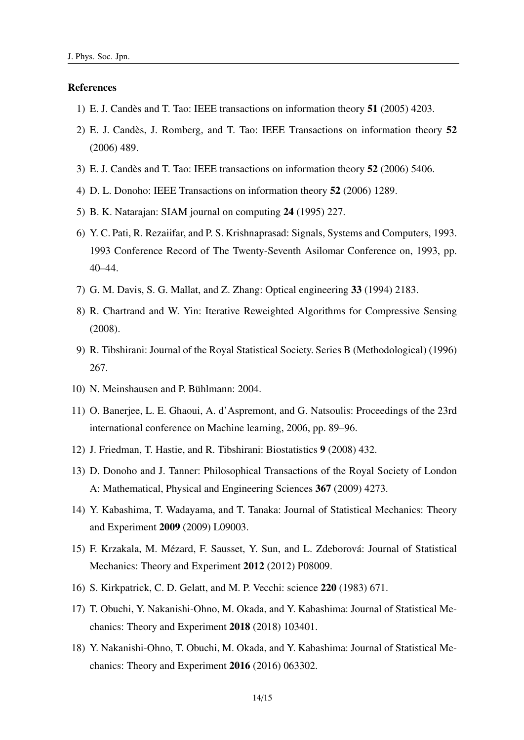### References

1) E. J. Candès and T. Tao: IEEE transactions on information theory **51** (2005) 4203.
2) E. J. Candès, J. Romberg, and T. Tao: IEEE Transactions on information theory **52** (2006) 489.
3) E. J. Candès and T. Tao: IEEE transactions on information theory **52** (2006) 5406.
4) D. L. Donoho: IEEE Transactions on information theory **52** (2006) 1289.
5) B. K. Natarajan: SIAM journal on computing **24** (1995) 227.
6) Y. C. Pati, R. Rezaiifar, and P. S. Krishnaprasad: Signals, Systems and Computers, 1993. 1993 Conference Record of The Twenty-Seventh Asilomar Conference on, 1993, pp. 40–44.
7) G. M. Davis, S. G. Mallat, and Z. Zhang: Optical engineering **33** (1994) 2183.
8) R. Chartrand and W. Yin: Iterative Reweighted Algorithms for Compressive Sensing (2008).
9) R. Tibshirani: Journal of the Royal Statistical Society. Series B (Methodological) (1996) 267.
10) N. Meinshausen and P. Bühlmann: 2004.
11) O. Banerjee, L. E. Ghaoui, A. d'Aspremont, and G. Natsoulis: Proceedings of the 23rd international conference on Machine learning, 2006, pp. 89–96.
12) J. Friedman, T. Hastie, and R. Tibshirani: Biostatistics **9** (2008) 432.
13) D. Donoho and J. Tanner: Philosophical Transactions of the Royal Society of London A: Mathematical, Physical and Engineering Sciences **367** (2009) 4273.
14) Y. Kabashima, T. Wadayama, and T. Tanaka: Journal of Statistical Mechanics: Theory and Experiment **2009** (2009) L09003.
15) F. Krzakala, M. Mézard, F. Sausset, Y. Sun, and L. Zdeborová: Journal of Statistical Mechanics: Theory and Experiment **2012** (2012) P08009.
16) S. Kirkpatrick, C. D. Gelatt, and M. P. Vecchi: science **220** (1983) 671.
17) T. Obuchi, Y. Nakanishi-Ohno, M. Okada, and Y. Kabashima: Journal of Statistical Mechanics: Theory and Experiment **2018** (2018) 103401.
18) Y. Nakanishi-Ohno, T. Obuchi, M. Okada, and Y. Kabashima: Journal of Statistical Mechanics: Theory and Experiment **2016** (2016) 063302.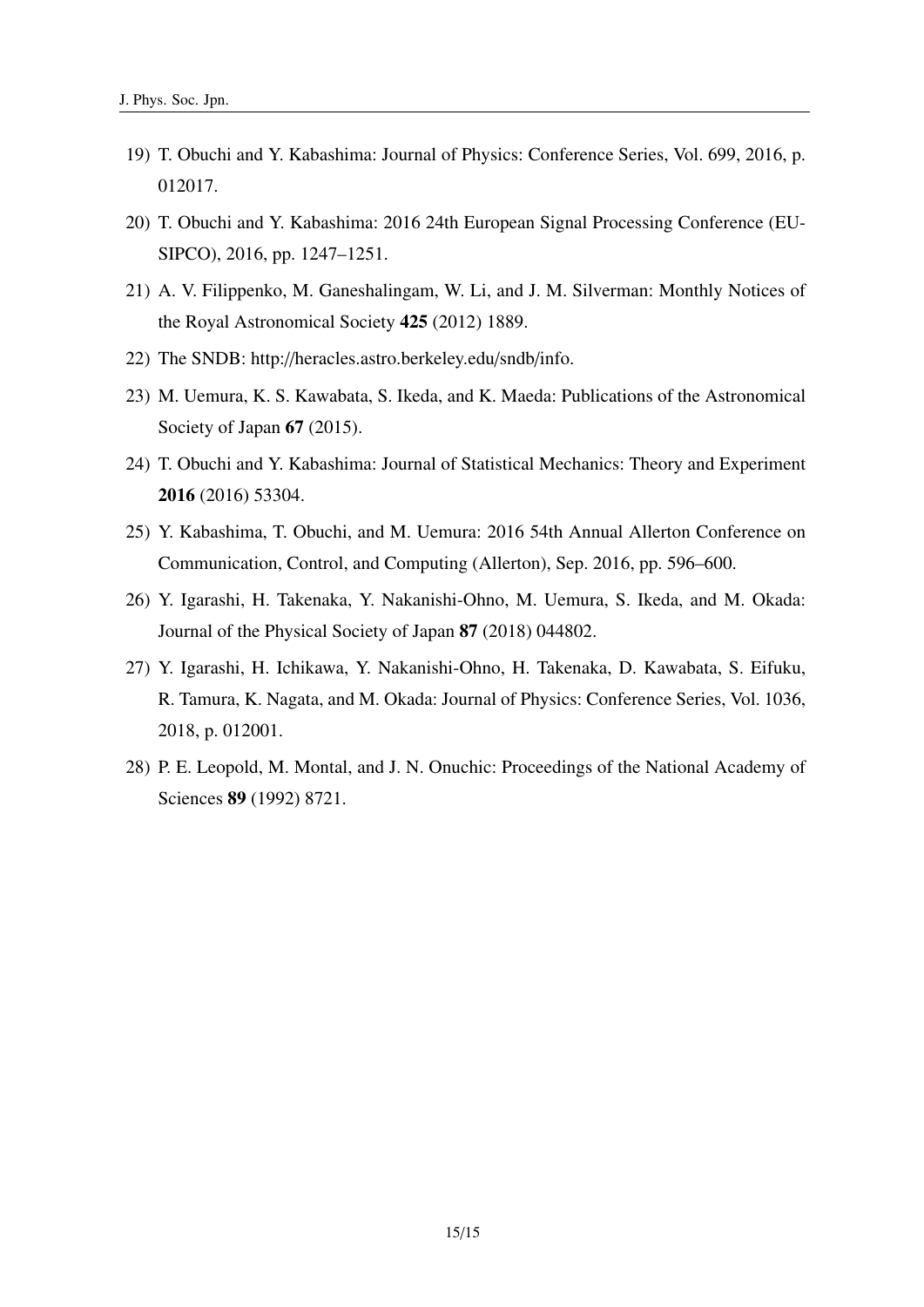19) T. Obuchi and Y. Kabashima: Journal of Physics: Conference Series, Vol. 699, 2016, p. 012017.

20) T. Obuchi and Y. Kabashima: 2016 24th European Signal Processing Conference (EUSIPCO), 2016, pp. 1247–1251.

21) A. V. Filippenko, M. Ganeshalingam, W. Li, and J. M. Silverman: Monthly Notices of the Royal Astronomical Society **425** (2012) 1889.

22) The SNDB: http://heracles.astro.berkeley.edu/sndb/info.

23) M. Uemura, K. S. Kawabata, S. Ikeda, and K. Maeda: Publications of the Astronomical Society of Japan **67** (2015).

24) T. Obuchi and Y. Kabashima: Journal of Statistical Mechanics: Theory and Experiment **2016** (2016) 53304.

25) Y. Kabashima, T. Obuchi, and M. Uemura: 2016 54th Annual Allerton Conference on Communication, Control, and Computing (Allerton), Sep. 2016, pp. 596–600.

26) Y. Igarashi, H. Takenaka, Y. Nakanishi-Ohno, M. Uemura, S. Ikeda, and M. Okada: Journal of the Physical Society of Japan **87** (2018) 044802.

27) Y. Igarashi, H. Ichikawa, Y. Nakanishi-Ohno, H. Takenaka, D. Kawabata, S. Eifuku, R. Tamura, K. Nagata, and M. Okada: Journal of Physics: Conference Series, Vol. 1036, 2018, p. 012001.

28) P. E. Leopold, M. Montal, and J. N. Onuchic: Proceedings of the National Academy of Sciences **89** (1992) 8721.